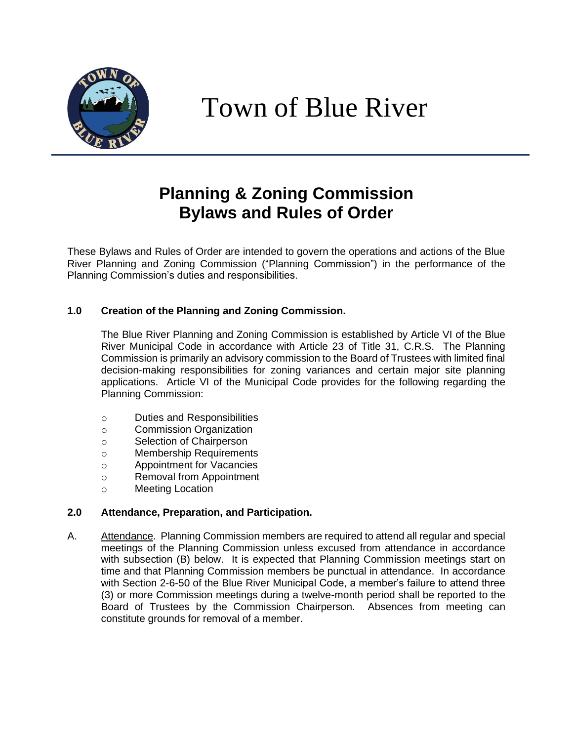# Town of Blue River

## Planning & Zoning Commission Bylaws and Rules of Order

These Bylaws and Rules of Order are intended to govern the operations and actions of the Blue River Planning and Zoning Commission ("Planning Commission") in the performance of the Planning Commission's duties and responsibilities.

### 1.0 Creation of the Planning and Zoning Commission.

The Blue River Planning and Zoning Commission is established by Article VI of the Blue River Municipal Code in accordance with Article 23 of Title 31, C.R.S. The Planning Commission is primarily an advisory commission to the Board of Trustees with limited final decision-making responsibilities for zoning variances and certain major site planning applications. Article VI of the Municipal Code provides for the following regarding the Planning Commission:

- Duties and Responsibilities
- Commission Organization
- Selection of Chairperson
- Membership Requirements
- Appointment for Vacancies
- Removal from Appointment
- Meeting Location

### 2.0 Attendance, Preparation, and Participation.

A. Attendance. Planning Commission members are required to attend all regular and special meetings of the Planning Commission unless excused from attendance in accordance with subsection (B) below. It is expected that Planning Commission meetings start on time and that Planning Commission members be punctual in attendance. In accordance with Section 2-6-50 of the Blue River Municipal Code, a member's failure to attend three (3) or more Commission meetings during a twelve-month period shall be reported to the Board of Trustees by the Commission Chairperson. Absences from meeting can constitute grounds for removal of a member.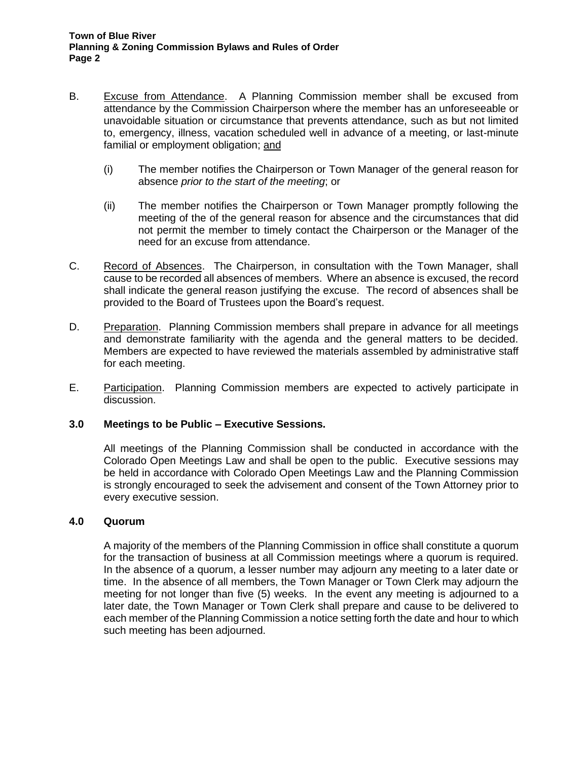B. Excuse from Attendance. A Planning Commission member shall be excused from attendance by the Commission Chairperson where the member has an unforeseeable or unavoidable situation or circumstance that prevents attendance, such as but not limited to, emergency, illness, vacation scheduled well in advance of a meeting, or last-minute familial or employment obligation; and

   (i) The member notifies the Chairperson or Town Manager of the general reason for absence *prior to the start of the meeting*; or

   (ii) The member notifies the Chairperson or Town Manager promptly following the meeting of the of the general reason for absence and the circumstances that did not permit the member to timely contact the Chairperson or the Manager of the need for an excuse from attendance.

C. Record of Absences. The Chairperson, in consultation with the Town Manager, shall cause to be recorded all absences of members. Where an absence is excused, the record shall indicate the general reason justifying the excuse. The record of absences shall be provided to the Board of Trustees upon the Board's request.

D. Preparation. Planning Commission members shall prepare in advance for all meetings and demonstrate familiarity with the agenda and the general matters to be decided. Members are expected to have reviewed the materials assembled by administrative staff for each meeting.

E. Participation. Planning Commission members are expected to actively participate in discussion.

### 3.0 Meetings to be Public – Executive Sessions.

All meetings of the Planning Commission shall be conducted in accordance with the Colorado Open Meetings Law and shall be open to the public. Executive sessions may be held in accordance with Colorado Open Meetings Law and the Planning Commission is strongly encouraged to seek the advisement and consent of the Town Attorney prior to every executive session.

### 4.0 Quorum

A majority of the members of the Planning Commission in office shall constitute a quorum for the transaction of business at all Commission meetings where a quorum is required. In the absence of a quorum, a lesser number may adjourn any meeting to a later date or time. In the absence of all members, the Town Manager or Town Clerk may adjourn the meeting for not longer than five (5) weeks. In the event any meeting is adjourned to a later date, the Town Manager or Town Clerk shall prepare and cause to be delivered to each member of the Planning Commission a notice setting forth the date and hour to which such meeting has been adjourned.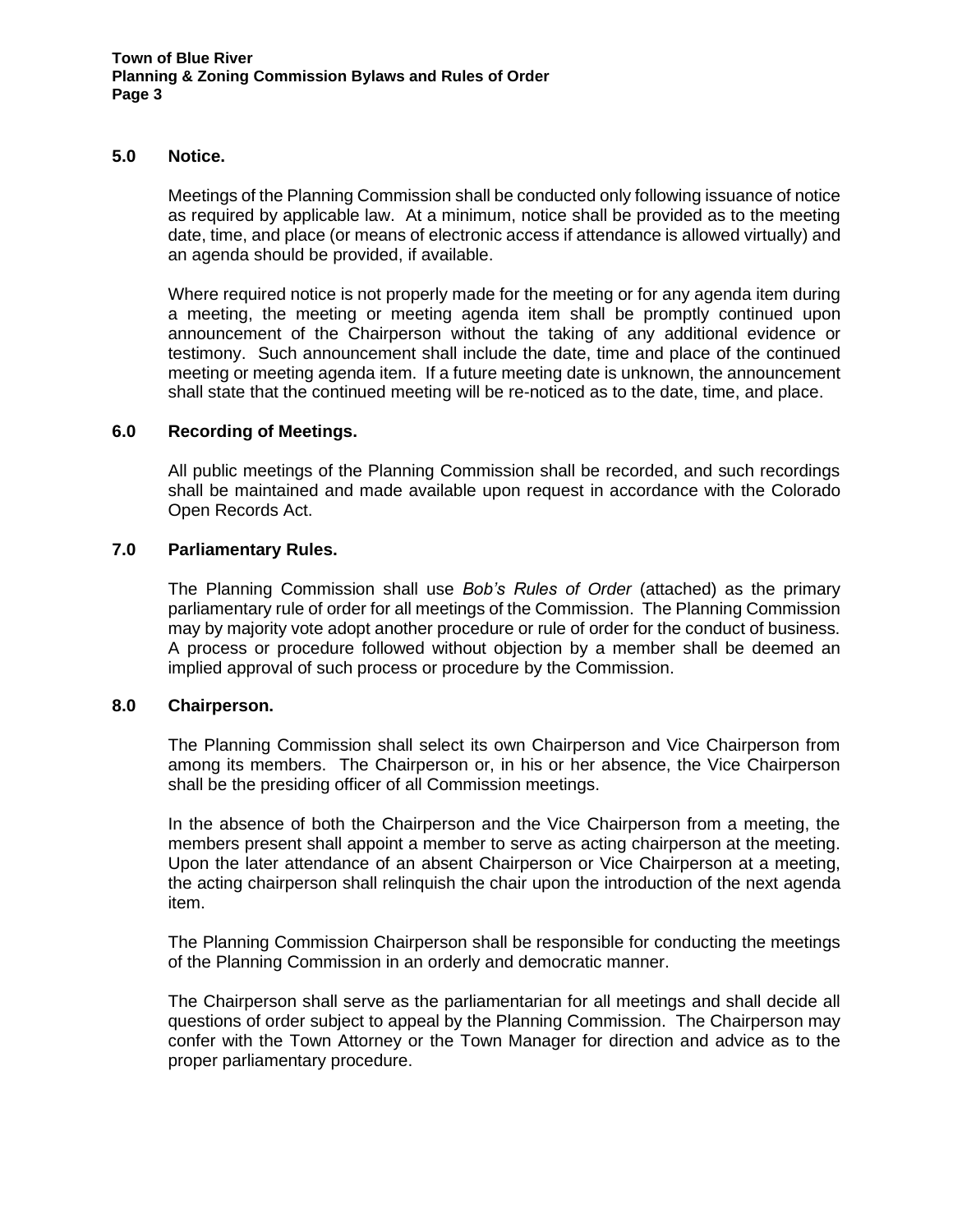## 5.0 Notice.

Meetings of the Planning Commission shall be conducted only following issuance of notice as required by applicable law. At a minimum, notice shall be provided as to the meeting date, time, and place (or means of electronic access if attendance is allowed virtually) and an agenda should be provided, if available.

Where required notice is not properly made for the meeting or for any agenda item during a meeting, the meeting or meeting agenda item shall be promptly continued upon announcement of the Chairperson without the taking of any additional evidence or testimony. Such announcement shall include the date, time and place of the continued meeting or meeting agenda item. If a future meeting date is unknown, the announcement shall state that the continued meeting will be re-noticed as to the date, time, and place.

## 6.0 Recording of Meetings.

All public meetings of the Planning Commission shall be recorded, and such recordings shall be maintained and made available upon request in accordance with the Colorado Open Records Act.

## 7.0 Parliamentary Rules.

The Planning Commission shall use *Bob's Rules of Order* (attached) as the primary parliamentary rule of order for all meetings of the Commission. The Planning Commission may by majority vote adopt another procedure or rule of order for the conduct of business. A process or procedure followed without objection by a member shall be deemed an implied approval of such process or procedure by the Commission.

## 8.0 Chairperson.

The Planning Commission shall select its own Chairperson and Vice Chairperson from among its members. The Chairperson or, in his or her absence, the Vice Chairperson shall be the presiding officer of all Commission meetings.

In the absence of both the Chairperson and the Vice Chairperson from a meeting, the members present shall appoint a member to serve as acting chairperson at the meeting. Upon the later attendance of an absent Chairperson or Vice Chairperson at a meeting, the acting chairperson shall relinquish the chair upon the introduction of the next agenda item.

The Planning Commission Chairperson shall be responsible for conducting the meetings of the Planning Commission in an orderly and democratic manner.

The Chairperson shall serve as the parliamentarian for all meetings and shall decide all questions of order subject to appeal by the Planning Commission. The Chairperson may confer with the Town Attorney or the Town Manager for direction and advice as to the proper parliamentary procedure.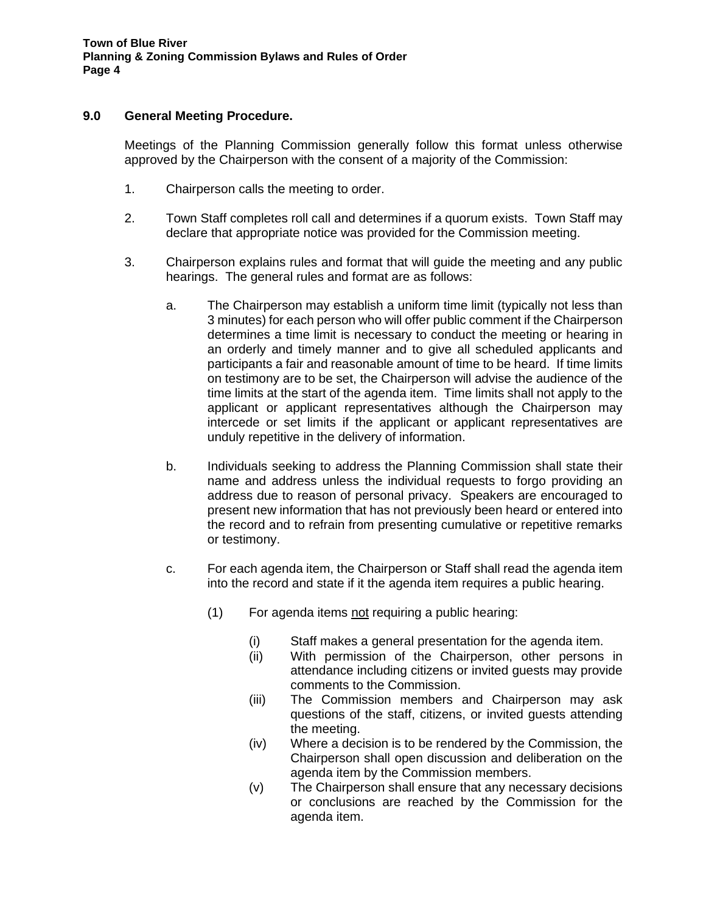## 9.0 General Meeting Procedure.

Meetings of the Planning Commission generally follow this format unless otherwise approved by the Chairperson with the consent of a majority of the Commission:

1. Chairperson calls the meeting to order.

2. Town Staff completes roll call and determines if a quorum exists. Town Staff may declare that appropriate notice was provided for the Commission meeting.

3. Chairperson explains rules and format that will guide the meeting and any public hearings. The general rules and format are as follows:

   a. The Chairperson may establish a uniform time limit (typically not less than 3 minutes) for each person who will offer public comment if the Chairperson determines a time limit is necessary to conduct the meeting or hearing in an orderly and timely manner and to give all scheduled applicants and participants a fair and reasonable amount of time to be heard. If time limits on testimony are to be set, the Chairperson will advise the audience of the time limits at the start of the agenda item. Time limits shall not apply to the applicant or applicant representatives although the Chairperson may intercede or set limits if the applicant or applicant representatives are unduly repetitive in the delivery of information.

   b. Individuals seeking to address the Planning Commission shall state their name and address unless the individual requests to forgo providing an address due to reason of personal privacy. Speakers are encouraged to present new information that has not previously been heard or entered into the record and to refrain from presenting cumulative or repetitive remarks or testimony.

   c. For each agenda item, the Chairperson or Staff shall read the agenda item into the record and state if it the agenda item requires a public hearing.

      (1) For agenda items <u>not</u> requiring a public hearing:

         (i) Staff makes a general presentation for the agenda item.
         (ii) With permission of the Chairperson, other persons in attendance including citizens or invited guests may provide comments to the Commission.
         (iii) The Commission members and Chairperson may ask questions of the staff, citizens, or invited guests attending the meeting.
         (iv) Where a decision is to be rendered by the Commission, the Chairperson shall open discussion and deliberation on the agenda item by the Commission members.
         (v) The Chairperson shall ensure that any necessary decisions or conclusions are reached by the Commission for the agenda item.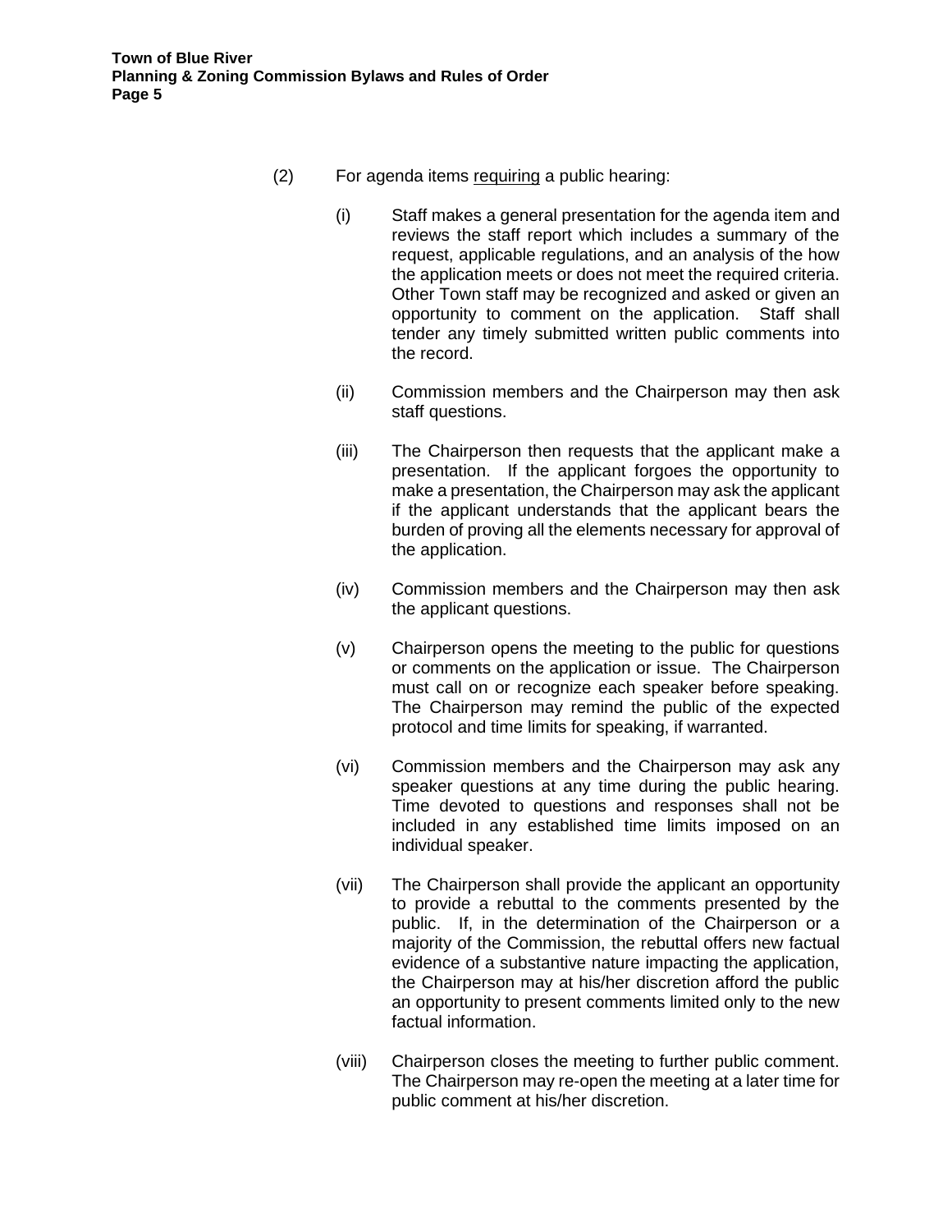(2) For agenda items <u>requiring</u> a public hearing:

(i) Staff makes a general presentation for the agenda item and reviews the staff report which includes a summary of the request, applicable regulations, and an analysis of the how the application meets or does not meet the required criteria. Other Town staff may be recognized and asked or given an opportunity to comment on the application. Staff shall tender any timely submitted written public comments into the record.

(ii) Commission members and the Chairperson may then ask staff questions.

(iii) The Chairperson then requests that the applicant make a presentation. If the applicant forgoes the opportunity to make a presentation, the Chairperson may ask the applicant if the applicant understands that the applicant bears the burden of proving all the elements necessary for approval of the application.

(iv) Commission members and the Chairperson may then ask the applicant questions.

(v) Chairperson opens the meeting to the public for questions or comments on the application or issue. The Chairperson must call on or recognize each speaker before speaking. The Chairperson may remind the public of the expected protocol and time limits for speaking, if warranted.

(vi) Commission members and the Chairperson may ask any speaker questions at any time during the public hearing. Time devoted to questions and responses shall not be included in any established time limits imposed on an individual speaker.

(vii) The Chairperson shall provide the applicant an opportunity to provide a rebuttal to the comments presented by the public. If, in the determination of the Chairperson or a majority of the Commission, the rebuttal offers new factual evidence of a substantive nature impacting the application, the Chairperson may at his/her discretion afford the public an opportunity to present comments limited only to the new factual information.

(viii) Chairperson closes the meeting to further public comment. The Chairperson may re-open the meeting at a later time for public comment at his/her discretion.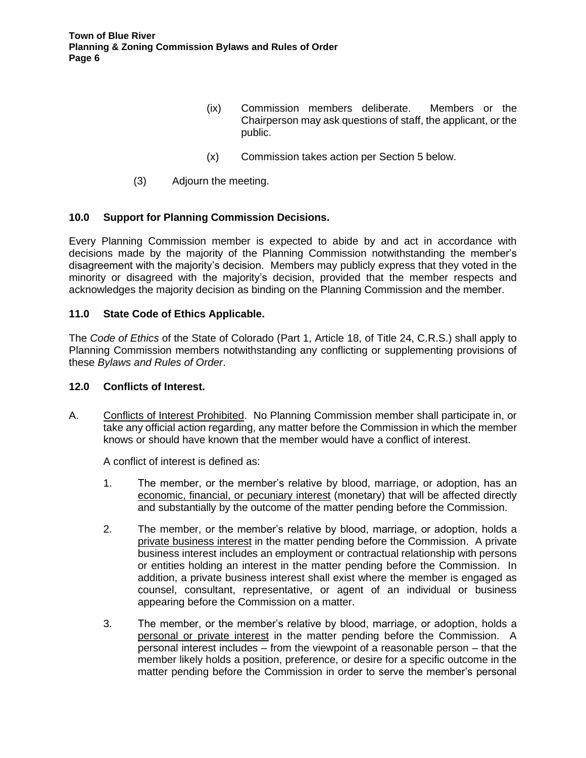(ix) Commission members deliberate. Members or the Chairperson may ask questions of staff, the applicant, or the public.

(x) Commission takes action per Section 5 below.

(3) Adjourn the meeting.

## 10.0 Support for Planning Commission Decisions.

Every Planning Commission member is expected to abide by and act in accordance with decisions made by the majority of the Planning Commission notwithstanding the member's disagreement with the majority's decision. Members may publicly express that they voted in the minority or disagreed with the majority's decision, provided that the member respects and acknowledges the majority decision as binding on the Planning Commission and the member.

## 11.0 State Code of Ethics Applicable.

The *Code of Ethics* of the State of Colorado (Part 1, Article 18, of Title 24, C.R.S.) shall apply to Planning Commission members notwithstanding any conflicting or supplementing provisions of these *Bylaws and Rules of Order*.

## 12.0 Conflicts of Interest.

A. Conflicts of Interest Prohibited. No Planning Commission member shall participate in, or take any official action regarding, any matter before the Commission in which the member knows or should have known that the member would have a conflict of interest.

A conflict of interest is defined as:

1. The member, or the member's relative by blood, marriage, or adoption, has an economic, financial, or pecuniary interest (monetary) that will be affected directly and substantially by the outcome of the matter pending before the Commission.

2. The member, or the member's relative by blood, marriage, or adoption, holds a private business interest in the matter pending before the Commission. A private business interest includes an employment or contractual relationship with persons or entities holding an interest in the matter pending before the Commission. In addition, a private business interest shall exist where the member is engaged as counsel, consultant, representative, or agent of an individual or business appearing before the Commission on a matter.

3. The member, or the member's relative by blood, marriage, or adoption, holds a personal or private interest in the matter pending before the Commission. A personal interest includes – from the viewpoint of a reasonable person – that the member likely holds a position, preference, or desire for a specific outcome in the matter pending before the Commission in order to serve the member's personal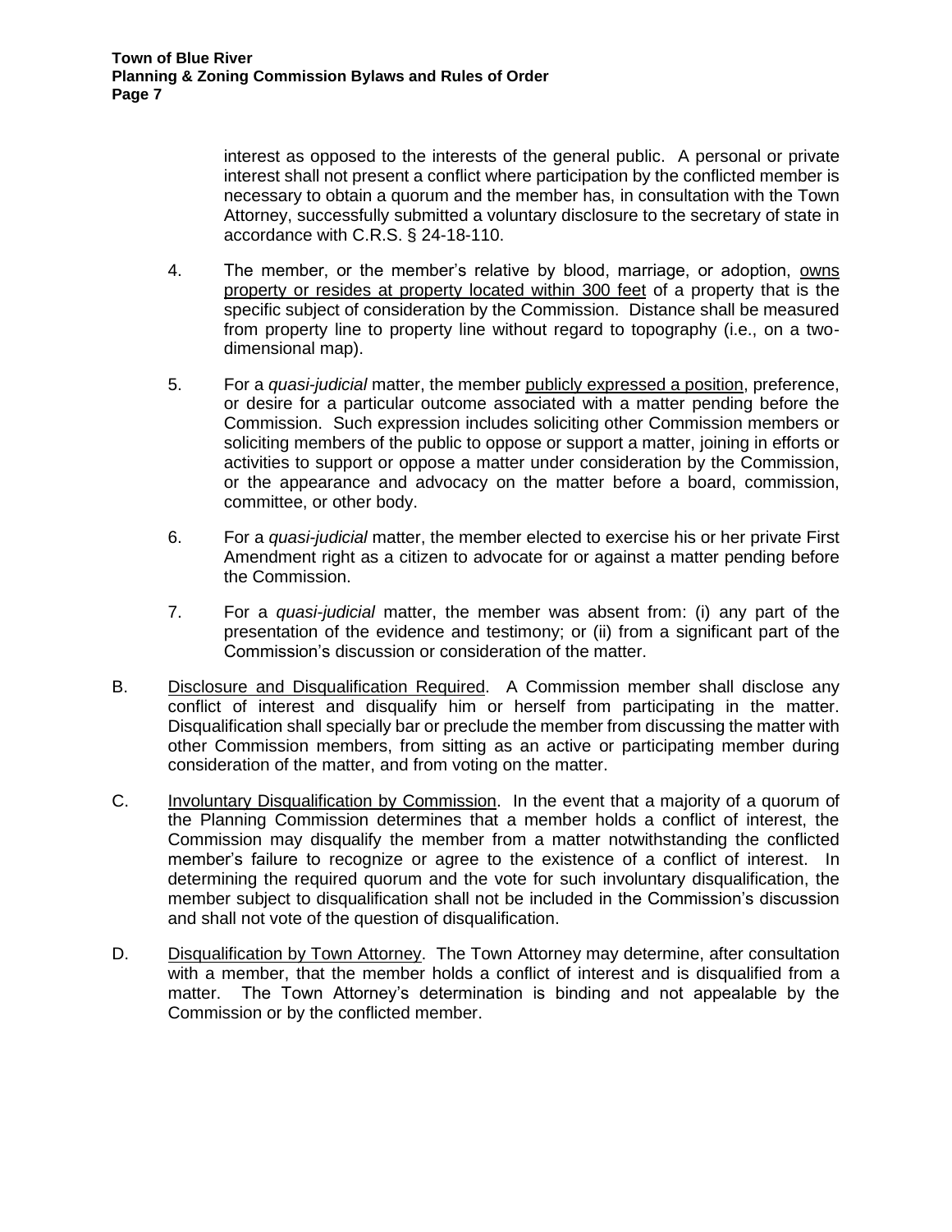interest as opposed to the interests of the general public. A personal or private interest shall not present a conflict where participation by the conflicted member is necessary to obtain a quorum and the member has, in consultation with the Town Attorney, successfully submitted a voluntary disclosure to the secretary of state in accordance with C.R.S. § 24-18-110.

4. The member, or the member's relative by blood, marriage, or adoption, <u>owns property or resides at property located within 300 feet</u> of a property that is the specific subject of consideration by the Commission. Distance shall be measured from property line to property line without regard to topography (i.e., on a two-dimensional map).

5. For a *quasi-judicial* matter, the member <u>publicly expressed a position</u>, preference, or desire for a particular outcome associated with a matter pending before the Commission. Such expression includes soliciting other Commission members or soliciting members of the public to oppose or support a matter, joining in efforts or activities to support or oppose a matter under consideration by the Commission, or the appearance and advocacy on the matter before a board, commission, committee, or other body.

6. For a *quasi-judicial* matter, the member elected to exercise his or her private First Amendment right as a citizen to advocate for or against a matter pending before the Commission.

7. For a *quasi-judicial* matter, the member was absent from: (i) any part of the presentation of the evidence and testimony; or (ii) from a significant part of the Commission's discussion or consideration of the matter.

B. <u>Disclosure and Disqualification Required</u>. A Commission member shall disclose any conflict of interest and disqualify him or herself from participating in the matter. Disqualification shall specially bar or preclude the member from discussing the matter with other Commission members, from sitting as an active or participating member during consideration of the matter, and from voting on the matter.

C. <u>Involuntary Disqualification by Commission</u>. In the event that a majority of a quorum of the Planning Commission determines that a member holds a conflict of interest, the Commission may disqualify the member from a matter notwithstanding the conflicted member's failure to recognize or agree to the existence of a conflict of interest. In determining the required quorum and the vote for such involuntary disqualification, the member subject to disqualification shall not be included in the Commission's discussion and shall not vote of the question of disqualification.

D. <u>Disqualification by Town Attorney</u>. The Town Attorney may determine, after consultation with a member, that the member holds a conflict of interest and is disqualified from a matter. The Town Attorney's determination is binding and not appealable by the Commission or by the conflicted member.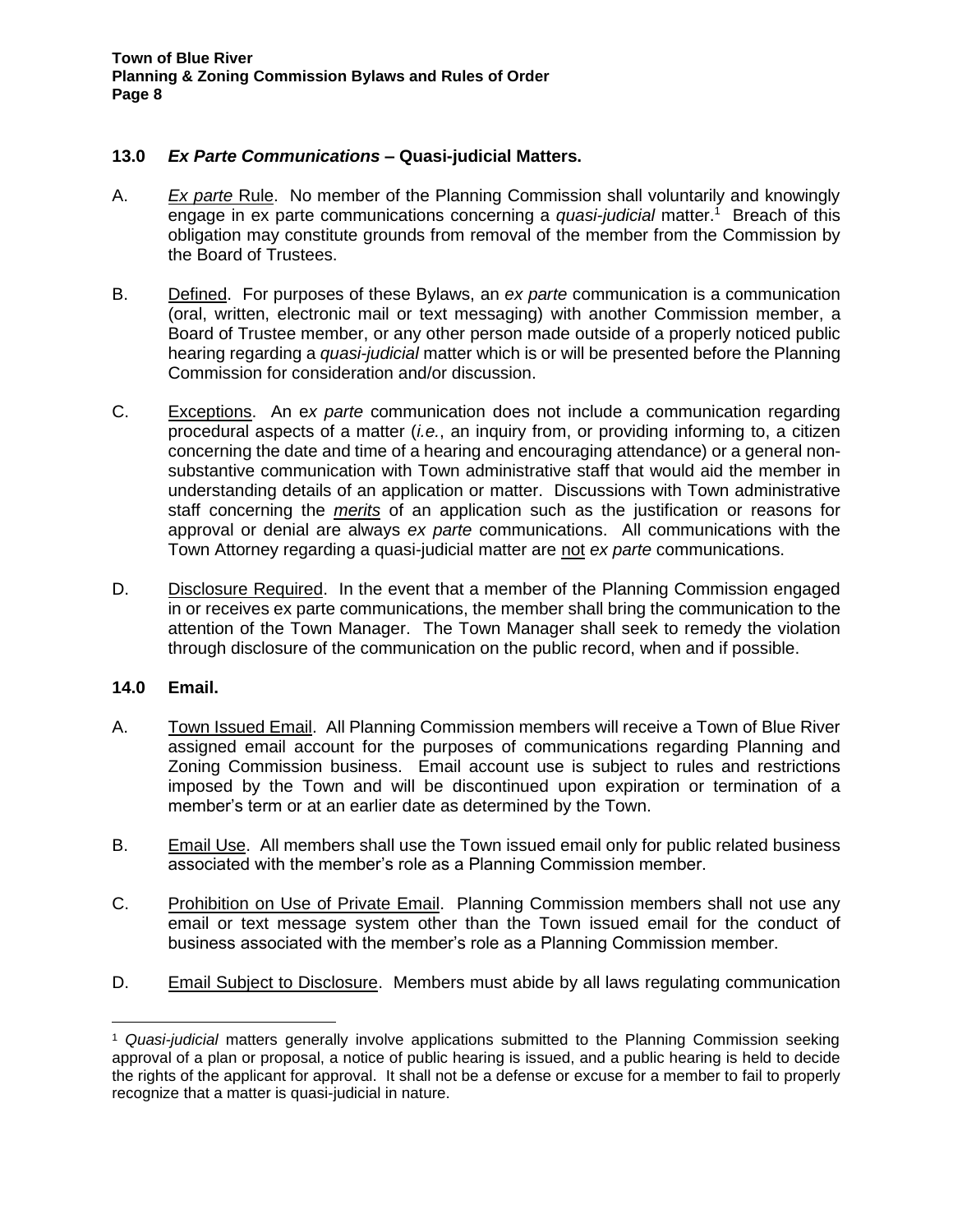## 13.0 *Ex Parte Communications* – Quasi-judicial Matters.

A. *Ex parte* Rule. No member of the Planning Commission shall voluntarily and knowingly engage in ex parte communications concerning a *quasi-judicial* matter.[1] Breach of this obligation may constitute grounds from removal of the member from the Commission by the Board of Trustees.

B. Defined. For purposes of these Bylaws, an *ex parte* communication is a communication (oral, written, electronic mail or text messaging) with another Commission member, a Board of Trustee member, or any other person made outside of a properly noticed public hearing regarding a *quasi-judicial* matter which is or will be presented before the Planning Commission for consideration and/or discussion.

C. Exceptions. An e*x parte* communication does not include a communication regarding procedural aspects of a matter (*i.e.*, an inquiry from, or providing informing to, a citizen concerning the date and time of a hearing and encouraging attendance) or a general non-substantive communication with Town administrative staff that would aid the member in understanding details of an application or matter. Discussions with Town administrative staff concerning the ***merits*** of an application such as the justification or reasons for approval or denial are always *ex parte* communications. All communications with the Town Attorney regarding a quasi-judicial matter are not *ex parte* communications.

D. Disclosure Required. In the event that a member of the Planning Commission engaged in or receives ex parte communications, the member shall bring the communication to the attention of the Town Manager. The Town Manager shall seek to remedy the violation through disclosure of the communication on the public record, when and if possible.

## 14.0 Email.

A. Town Issued Email. All Planning Commission members will receive a Town of Blue River assigned email account for the purposes of communications regarding Planning and Zoning Commission business. Email account use is subject to rules and restrictions imposed by the Town and will be discontinued upon expiration or termination of a member's term or at an earlier date as determined by the Town.

B. Email Use. All members shall use the Town issued email only for public related business associated with the member's role as a Planning Commission member.

C. Prohibition on Use of Private Email. Planning Commission members shall not use any email or text message system other than the Town issued email for the conduct of business associated with the member's role as a Planning Commission member.

D. Email Subject to Disclosure. Members must abide by all laws regulating communication

---

[1] *Quasi-judicial* matters generally involve applications submitted to the Planning Commission seeking approval of a plan or proposal, a notice of public hearing is issued, and a public hearing is held to decide the rights of the applicant for approval. It shall not be a defense or excuse for a member to fail to properly recognize that a matter is quasi-judicial in nature.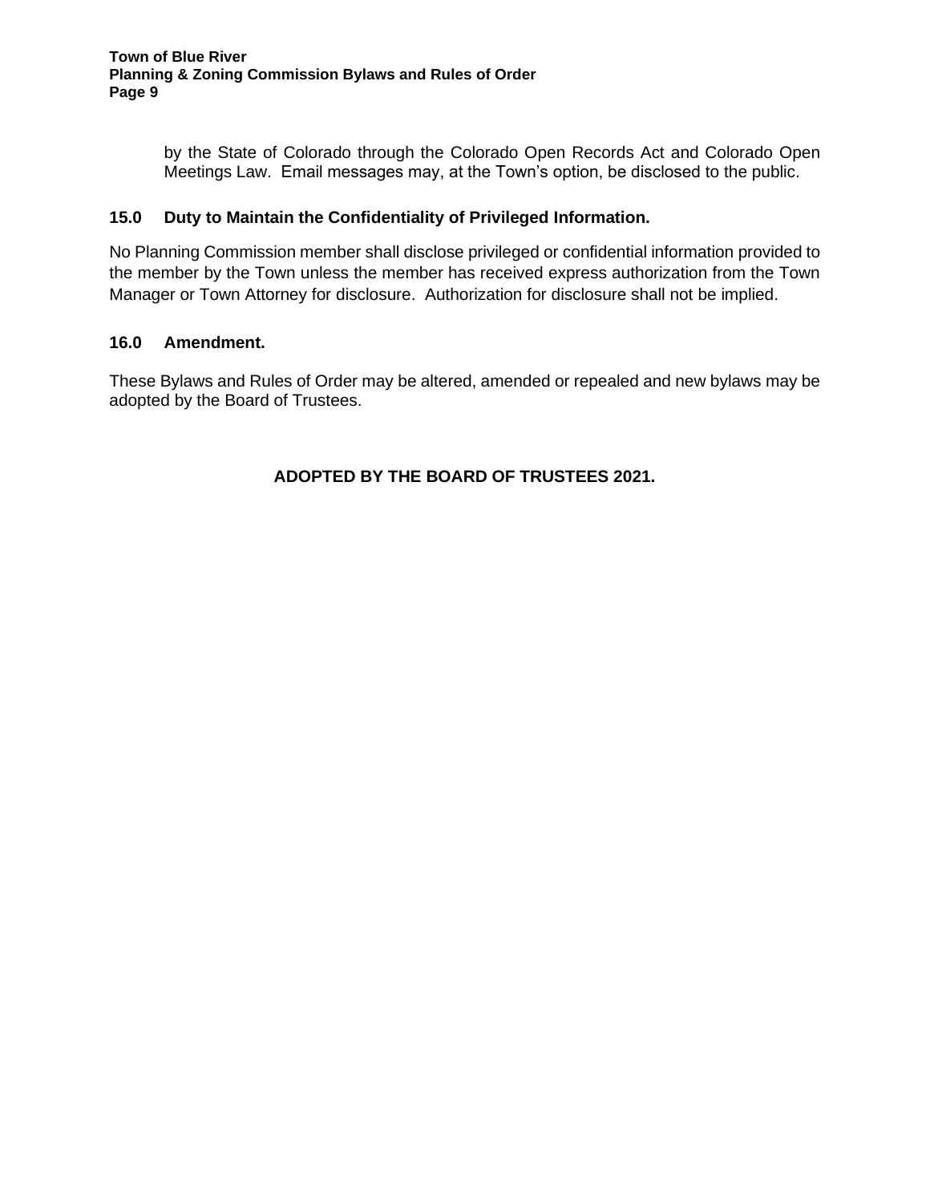by the State of Colorado through the Colorado Open Records Act and Colorado Open Meetings Law. Email messages may, at the Town's option, be disclosed to the public.

## 15.0 Duty to Maintain the Confidentiality of Privileged Information.

No Planning Commission member shall disclose privileged or confidential information provided to the member by the Town unless the member has received express authorization from the Town Manager or Town Attorney for disclosure. Authorization for disclosure shall not be implied.

## 16.0 Amendment.

These Bylaws and Rules of Order may be altered, amended or repealed and new bylaws may be adopted by the Board of Trustees.

**ADOPTED BY THE BOARD OF TRUSTEES 2021.**